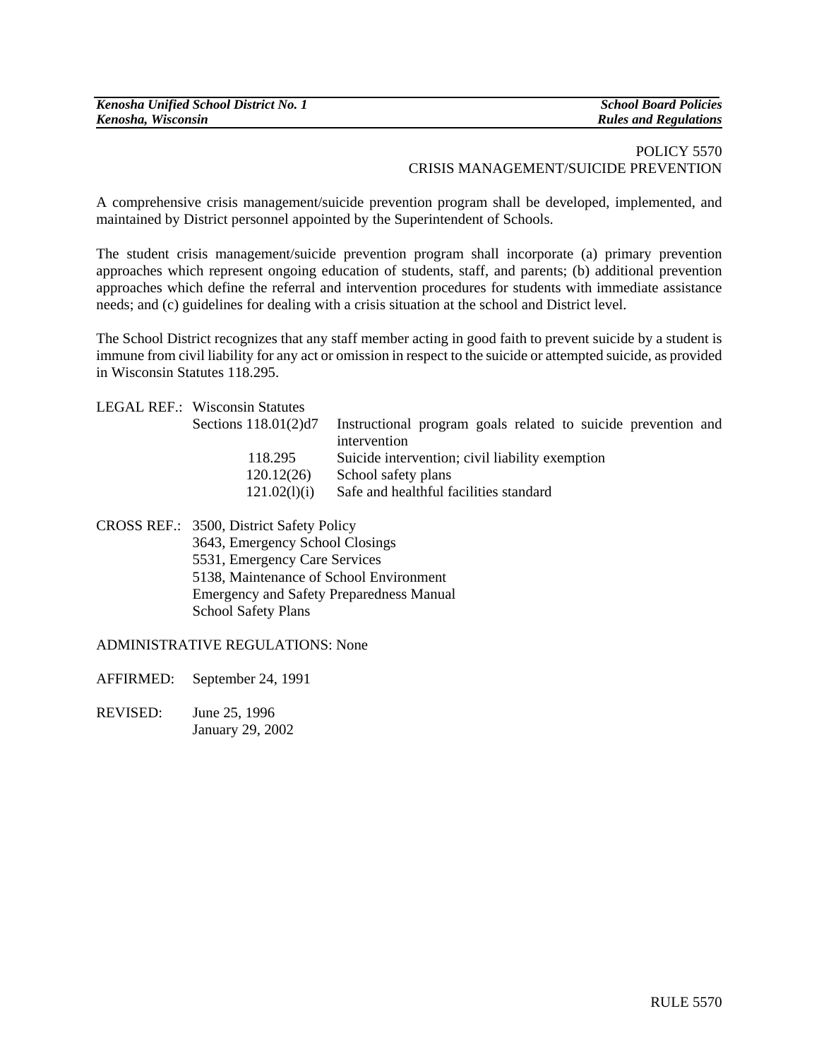POLICY 5570
CRISIS MANAGEMENT/SUICIDE PREVENTION

A comprehensive crisis management/suicide prevention program shall be developed, implemented, and maintained by District personnel appointed by the Superintendent of Schools.

The student crisis management/suicide prevention program shall incorporate (a) primary prevention approaches which represent ongoing education of students, staff, and parents; (b) additional prevention approaches which define the referral and intervention procedures for students with immediate assistance needs; and (c) guidelines for dealing with a crisis situation at the school and District level.

The School District recognizes that any staff member acting in good faith to prevent suicide by a student is immune from civil liability for any act or omission in respect to the suicide or attempted suicide, as provided in Wisconsin Statutes 118.295.

LEGAL REF.: Wisconsin Statutes

| | |
|---|---|
| Sections 118.01(2)d7 | Instructional program goals related to suicide prevention and intervention |
| 118.295 | Suicide intervention; civil liability exemption |
| 120.12(26) | School safety plans |
| 121.02(l)(i) | Safe and healthful facilities standard |

CROSS REF.: 3500, District Safety Policy
3643, Emergency School Closings
5531, Emergency Care Services
5138, Maintenance of School Environment
Emergency and Safety Preparedness Manual
School Safety Plans

ADMINISTRATIVE REGULATIONS: None

AFFIRMED: September 24, 1991

REVISED: June 25, 1996
January 29, 2002

RULE 5570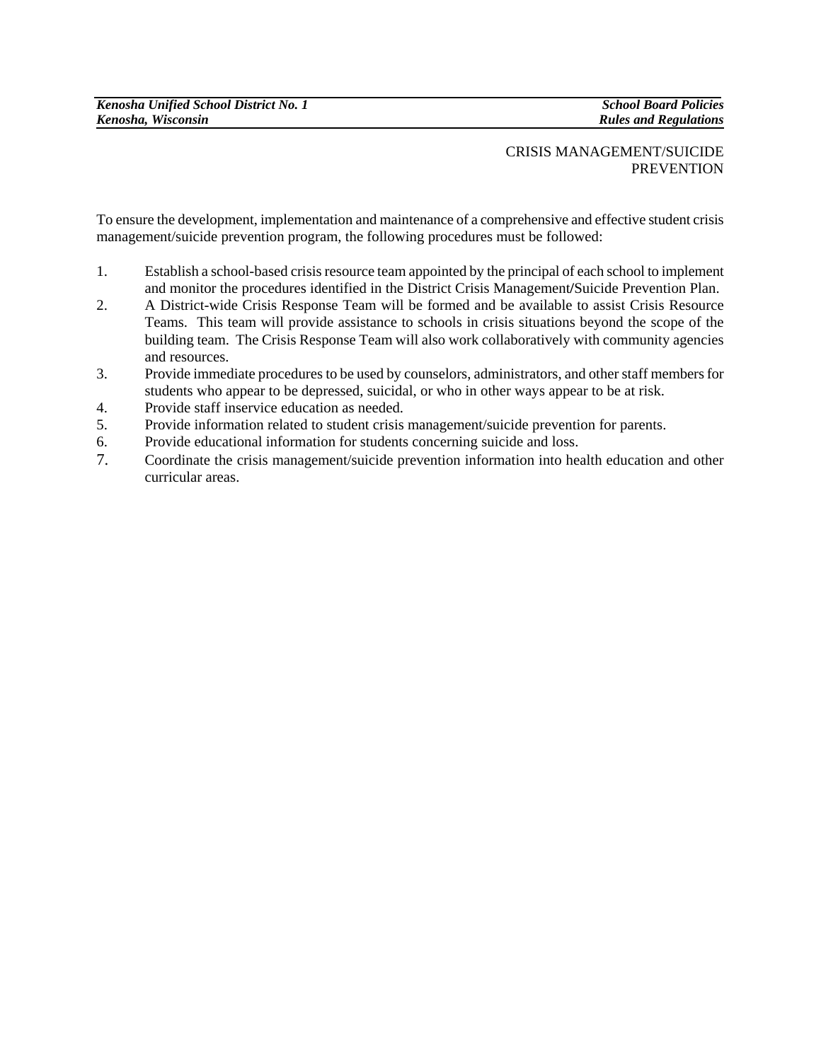## CRISIS MANAGEMENT/SUICIDE PREVENTION

To ensure the development, implementation and maintenance of a comprehensive and effective student crisis management/suicide prevention program, the following procedures must be followed:

1. Establish a school-based crisis resource team appointed by the principal of each school to implement and monitor the procedures identified in the District Crisis Management/Suicide Prevention Plan.
2. A District-wide Crisis Response Team will be formed and be available to assist Crisis Resource Teams. This team will provide assistance to schools in crisis situations beyond the scope of the building team. The Crisis Response Team will also work collaboratively with community agencies and resources.
3. Provide immediate procedures to be used by counselors, administrators, and other staff members for students who appear to be depressed, suicidal, or who in other ways appear to be at risk.
4. Provide staff inservice education as needed.
5. Provide information related to student crisis management/suicide prevention for parents.
6. Provide educational information for students concerning suicide and loss.
7. Coordinate the crisis management/suicide prevention information into health education and other curricular areas.